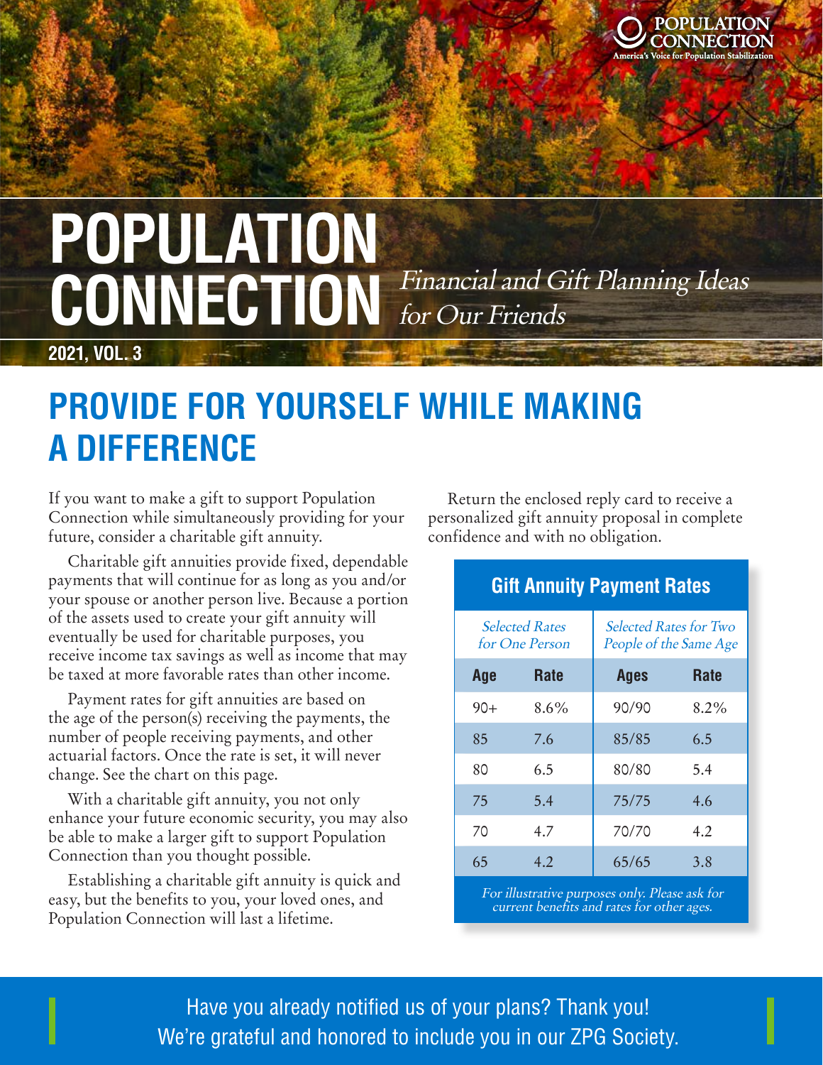POPULATION CONNECTION
America's Voice for Population Stabilization

# POPULATION CONNECTION

*Financial and Gift Planning Ideas for Our Friends*

**2021, VOL. 3**

## PROVIDE FOR YOURSELF WHILE MAKING A DIFFERENCE

If you want to make a gift to support Population Connection while simultaneously providing for your future, consider a charitable gift annuity.

Charitable gift annuities provide fixed, dependable payments that will continue for as long as you and/or your spouse or another person live. Because a portion of the assets used to create your gift annuity will eventually be used for charitable purposes, you receive income tax savings as well as income that may be taxed at more favorable rates than other income.

Payment rates for gift annuities are based on the age of the person(s) receiving the payments, the number of people receiving payments, and other actuarial factors. Once the rate is set, it will never change. See the chart on this page.

With a charitable gift annuity, you not only enhance your future economic security, you may also be able to make a larger gift to support Population Connection than you thought possible.

Establishing a charitable gift annuity is quick and easy, but the benefits to you, your loved ones, and Population Connection will last a lifetime.

Return the enclosed reply card to receive a personalized gift annuity proposal in complete confidence and with no obligation.

**Gift Annuity Payment Rates**

| *Selected Rates for One Person* | | *Selected Rates for Two People of the Same Age* | |
|---|---|---|---|
| **Age** | **Rate** | **Ages** | **Rate** |
| 90+ | 8.6% | 90/90 | 8.2% |
| 85 | 7.6 | 85/85 | 6.5 |
| 80 | 6.5 | 80/80 | 5.4 |
| 75 | 5.4 | 75/75 | 4.6 |
| 70 | 4.7 | 70/70 | 4.2 |
| 65 | 4.2 | 65/65 | 3.8 |

*For illustrative purposes only. Please ask for current benefits and rates for other ages.*

Have you already notified us of your plans? Thank you!
We're grateful and honored to include you in our ZPG Society.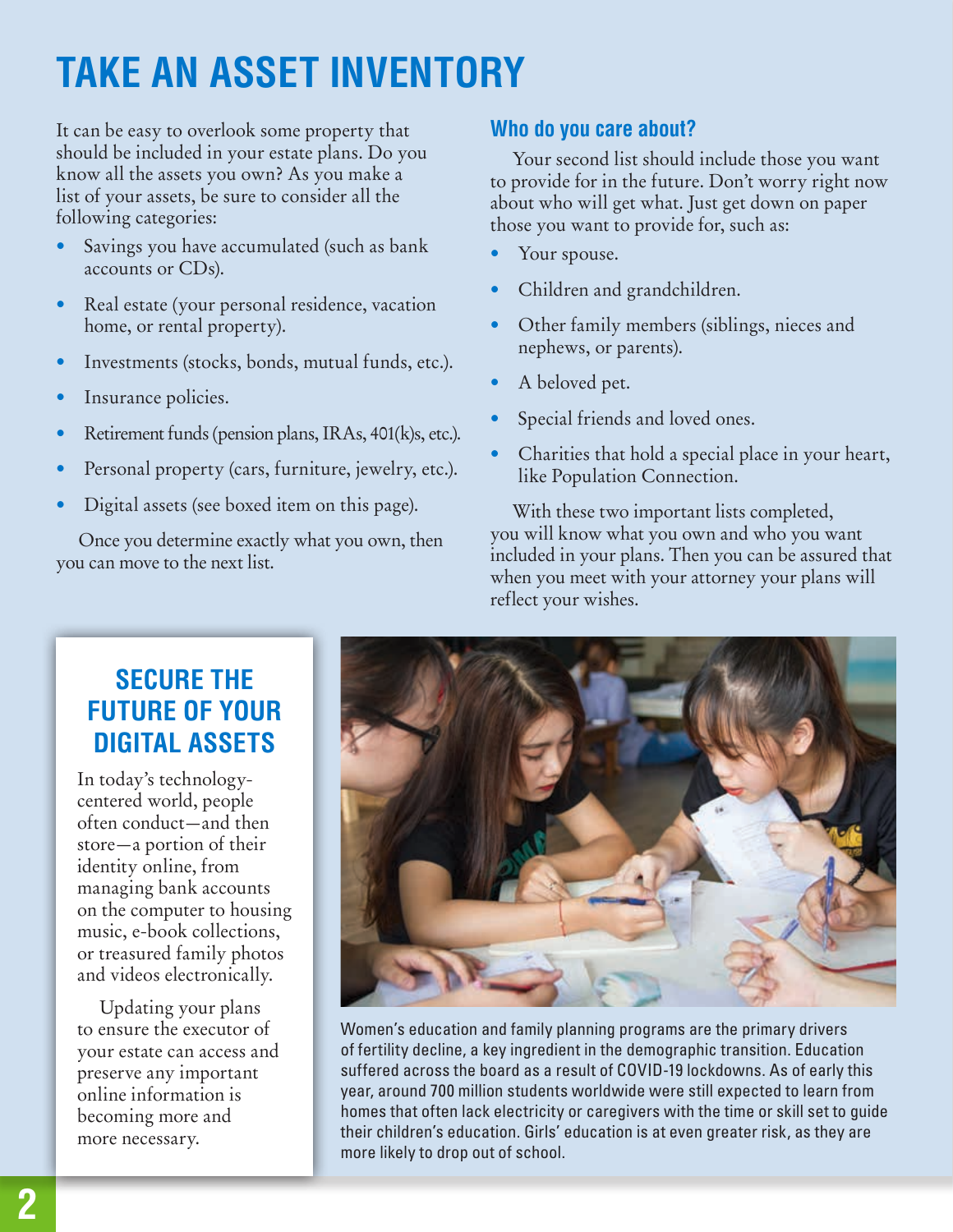# TAKE AN ASSET INVENTORY

It can be easy to overlook some property that should be included in your estate plans. Do you know all the assets you own? As you make a list of your assets, be sure to consider all the following categories:

- Savings you have accumulated (such as bank accounts or CDs).
- Real estate (your personal residence, vacation home, or rental property).
- Investments (stocks, bonds, mutual funds, etc.).
- Insurance policies.
- Retirement funds (pension plans, IRAs, 401(k)s, etc.).
- Personal property (cars, furniture, jewelry, etc.).
- Digital assets (see boxed item on this page).

Once you determine exactly what you own, then you can move to the next list.

## Who do you care about?

Your second list should include those you want to provide for in the future. Don't worry right now about who will get what. Just get down on paper those you want to provide for, such as:

- Your spouse.
- Children and grandchildren.
- Other family members (siblings, nieces and nephews, or parents).
- A beloved pet.
- Special friends and loved ones.
- Charities that hold a special place in your heart, like Population Connection.

With these two important lists completed, you will know what you own and who you want included in your plans. Then you can be assured that when you meet with your attorney your plans will reflect your wishes.

## SECURE THE FUTURE OF YOUR DIGITAL ASSETS

In today's technology-centered world, people often conduct—and then store—a portion of their identity online, from managing bank accounts on the computer to housing music, e-book collections, or treasured family photos and videos electronically.

Updating your plans to ensure the executor of your estate can access and preserve any important online information is becoming more and more necessary.

Women's education and family planning programs are the primary drivers of fertility decline, a key ingredient in the demographic transition. Education suffered across the board as a result of COVID-19 lockdowns. As of early this year, around 700 million students worldwide were still expected to learn from homes that often lack electricity or caregivers with the time or skill set to guide their children's education. Girls' education is at even greater risk, as they are more likely to drop out of school.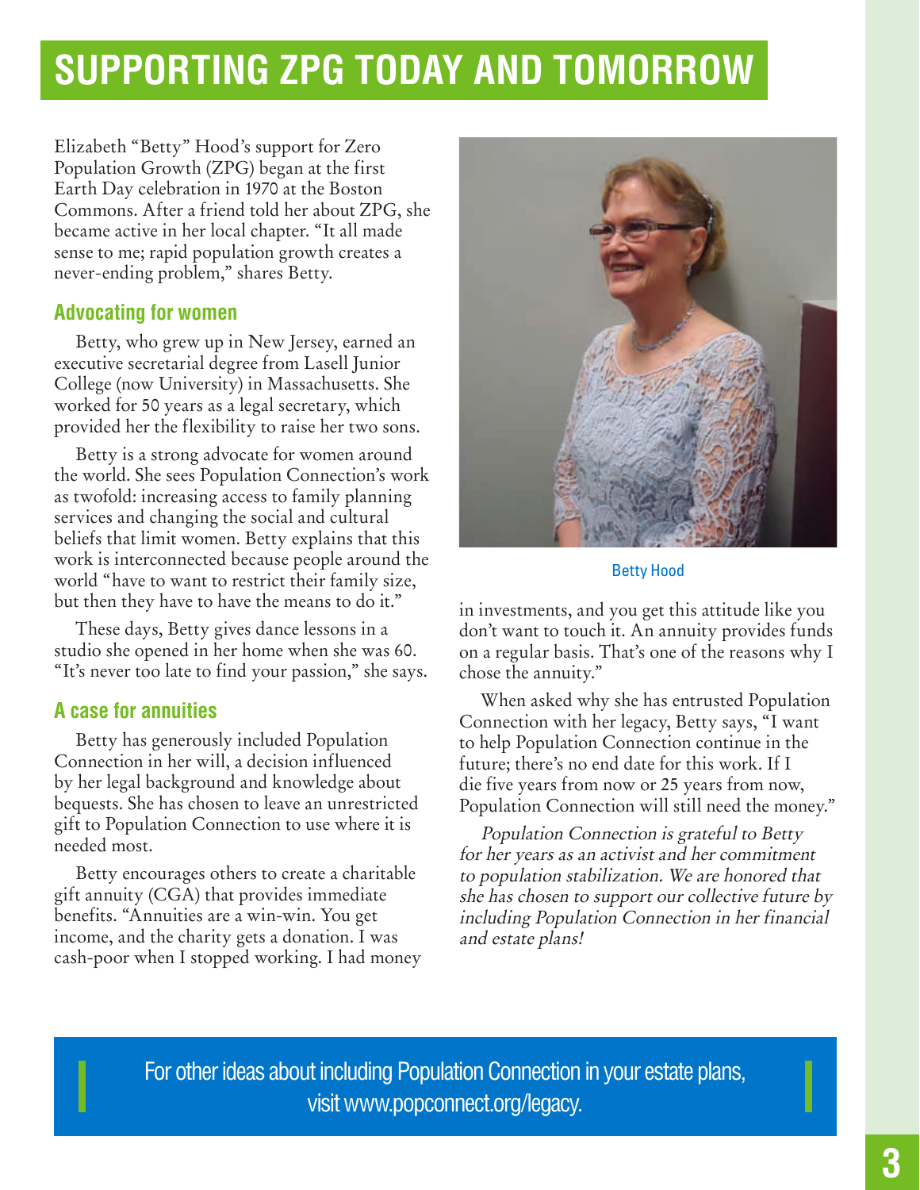# SUPPORTING ZPG TODAY AND TOMORROW

Elizabeth "Betty" Hood's support for Zero Population Growth (ZPG) began at the first Earth Day celebration in 1970 at the Boston Commons. After a friend told her about ZPG, she became active in her local chapter. "It all made sense to me; rapid population growth creates a never-ending problem," shares Betty.

## Advocating for women

Betty, who grew up in New Jersey, earned an executive secretarial degree from Lasell Junior College (now University) in Massachusetts. She worked for 50 years as a legal secretary, which provided her the flexibility to raise her two sons.

Betty is a strong advocate for women around the world. She sees Population Connection's work as twofold: increasing access to family planning services and changing the social and cultural beliefs that limit women. Betty explains that this work is interconnected because people around the world "have to want to restrict their family size, but then they have to have the means to do it."

These days, Betty gives dance lessons in a studio she opened in her home when she was 60. "It's never too late to find your passion," she says.

## A case for annuities

Betty has generously included Population Connection in her will, a decision influenced by her legal background and knowledge about bequests. She has chosen to leave an unrestricted gift to Population Connection to use where it is needed most.

Betty encourages others to create a charitable gift annuity (CGA) that provides immediate benefits. "Annuities are a win-win. You get income, and the charity gets a donation. I was cash-poor when I stopped working. I had money in investments, and you get this attitude like you don't want to touch it. An annuity provides funds on a regular basis. That's one of the reasons why I chose the annuity."

Betty Hood

When asked why she has entrusted Population Connection with her legacy, Betty says, "I want to help Population Connection continue in the future; there's no end date for this work. If I die five years from now or 25 years from now, Population Connection will still need the money."

*Population Connection is grateful to Betty for her years as an activist and her commitment to population stabilization. We are honored that she has chosen to support our collective future by including Population Connection in her financial and estate plans!*

For other ideas about including Population Connection in your estate plans, visit www.popconnect.org/legacy.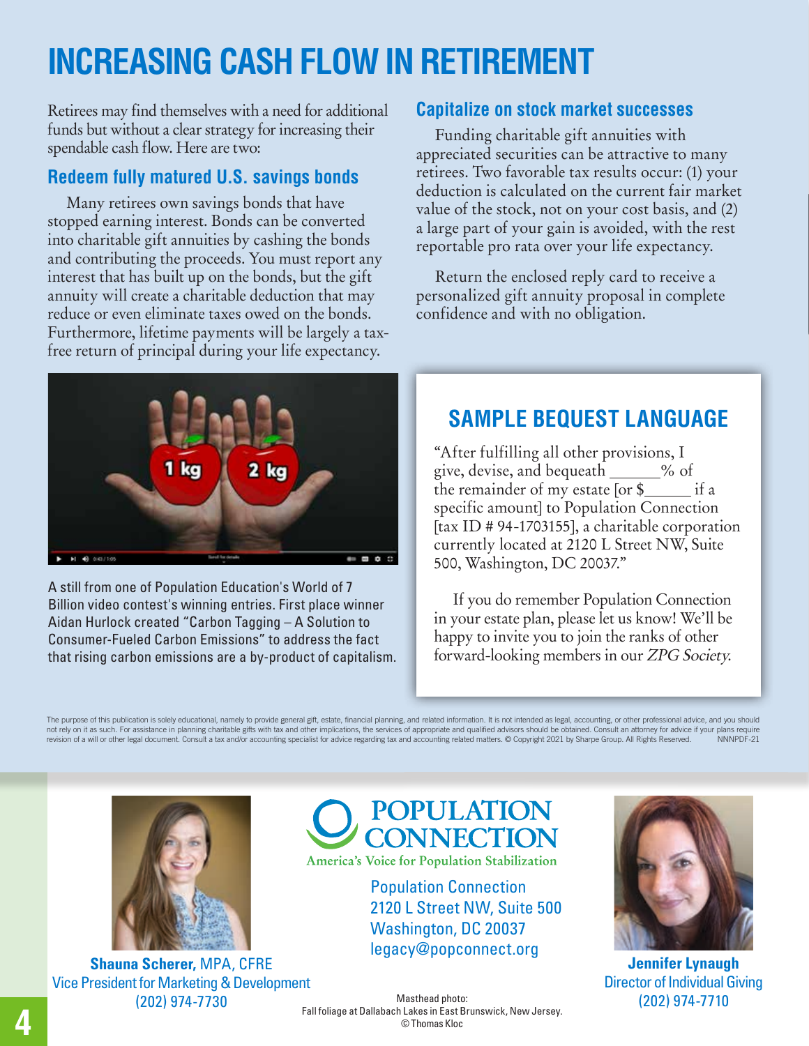# INCREASING CASH FLOW IN RETIREMENT

Retirees may find themselves with a need for additional funds but without a clear strategy for increasing their spendable cash flow. Here are two:

## Redeem fully matured U.S. savings bonds

Many retirees own savings bonds that have stopped earning interest. Bonds can be converted into charitable gift annuities by cashing the bonds and contributing the proceeds. You must report any interest that has built up on the bonds, but the gift annuity will create a charitable deduction that may reduce or even eliminate taxes owed on the bonds. Furthermore, lifetime payments will be largely a tax-free return of principal during your life expectancy.

## Capitalize on stock market successes

Funding charitable gift annuities with appreciated securities can be attractive to many retirees. Two favorable tax results occur: (1) your deduction is calculated on the current fair market value of the stock, not on your cost basis, and (2) a large part of your gain is avoided, with the rest reportable pro rata over your life expectancy.

Return the enclosed reply card to receive a personalized gift annuity proposal in complete confidence and with no obligation.

A still from one of Population Education's World of 7 Billion video contest's winning entries. First place winner Aidan Hurlock created "Carbon Tagging – A Solution to Consumer-Fueled Carbon Emissions" to address the fact that rising carbon emissions are a by-product of capitalism.

## SAMPLE BEQUEST LANGUAGE

"After fulfilling all other provisions, I give, devise, and bequeath ______% of the remainder of my estate [or $______ if a specific amount] to Population Connection [tax ID # 94-1703155], a charitable corporation currently located at 2120 L Street NW, Suite 500, Washington, DC 20037."

If you do remember Population Connection in your estate plan, please let us know! We'll be happy to invite you to join the ranks of other forward-looking members in our *ZPG Society*.

The purpose of this publication is solely educational, namely to provide general gift, estate, financial planning, and related information. It is not intended as legal, accounting, or other professional advice, and you should not rely on it as such. For assistance in planning charitable gifts with tax and other implications, the services of appropriate and qualified advisors should be obtained. Consult an attorney for advice if your plans require revision of a will or other legal document. Consult a tax and/or accounting specialist for advice regarding tax and accounting related matters. © Copyright 2021 by Sharpe Group. All Rights Reserved. NNNPDF-21

**Shauna Scherer,** MPA, CFRE
Vice President for Marketing & Development
(202) 974-7730

**POPULATION CONNECTION**
America's Voice for Population Stabilization

Population Connection
2120 L Street NW, Suite 500
Washington, DC 20037
legacy@popconnect.org

**Jennifer Lynaugh**
Director of Individual Giving
(202) 974-7710

Masthead photo:
Fall foliage at Dallabach Lakes in East Brunswick, New Jersey.
© Thomas Kloc